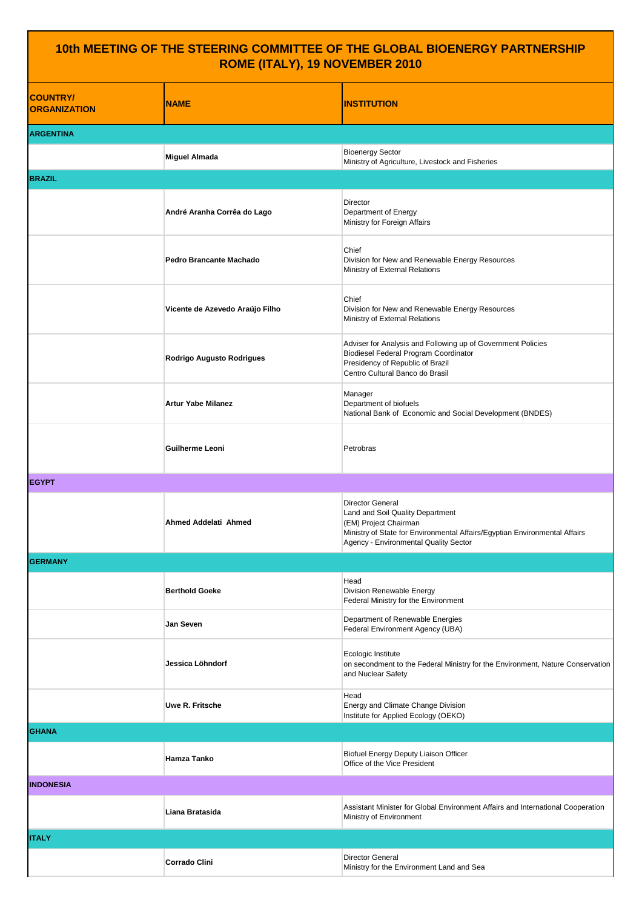# 10th MEETING OF THE STEERING COMMITTEE OF THE GLOBAL BIOENERGY PARTNERSHIP ROME (ITALY), 19 NOVEMBER 2010

| COUNTRY/ ORGANIZATION | NAME | INSTITUTION |
|---|---|---|
| **ARGENTINA** | | |
| | **Miguel Almada** | Bioenergy Sector<br>Ministry of Agriculture, Livestock and Fisheries |
| **BRAZIL** | | |
| | **André Aranha Corrêa do Lago** | Director<br>Department of Energy<br>Ministry for Foreign Affairs |
| | **Pedro Brancante Machado** | Chief<br>Division for New and Renewable Energy Resources<br>Ministry of External Relations |
| | **Vicente de Azevedo Araújo Filho** | Chief<br>Division for New and Renewable Energy Resources<br>Ministry of External Relations |
| | **Rodrigo Augusto Rodrigues** | Adviser for Analysis and Following up of Government Policies<br>Biodiesel Federal Program Coordinator<br>Presidency of Republic of Brazil<br>Centro Cultural Banco do Brasil |
| | **Artur Yabe Milanez** | Manager<br>Department of biofuels<br>National Bank of Economic and Social Development (BNDES) |
| | **Guilherme Leoni** | Petrobras |
| **EGYPT** | | |
| | **Ahmed Addelati Ahmed** | Director General<br>Land and Soil Quality Department<br>(EM) Project Chairman<br>Ministry of State for Environmental Affairs/Egyptian Environmental Affairs Agency - Environmental Quality Sector |
| **GERMANY** | | |
| | **Berthold Goeke** | Head<br>Division Renewable Energy<br>Federal Ministry for the Environment |
| | **Jan Seven** | Department of Renewable Energies<br>Federal Environment Agency (UBA) |
| | **Jessica Löhndorf** | Ecologic Institute<br>on secondment to the Federal Ministry for the Environment, Nature Conservation and Nuclear Safety |
| | **Uwe R. Fritsche** | Head<br>Energy and Climate Change Division<br>Institute for Applied Ecology (OEKO) |
| **GHANA** | | |
| | **Hamza Tanko** | Biofuel Energy Deputy Liaison Officer<br>Office of the Vice President |
| **INDONESIA** | | |
| | **Liana Bratasida** | Assistant Minister for Global Environment Affairs and International Cooperation<br>Ministry of Environment |
| **ITALY** | | |
| | **Corrado Clini** | Director General<br>Ministry for the Environment Land and Sea |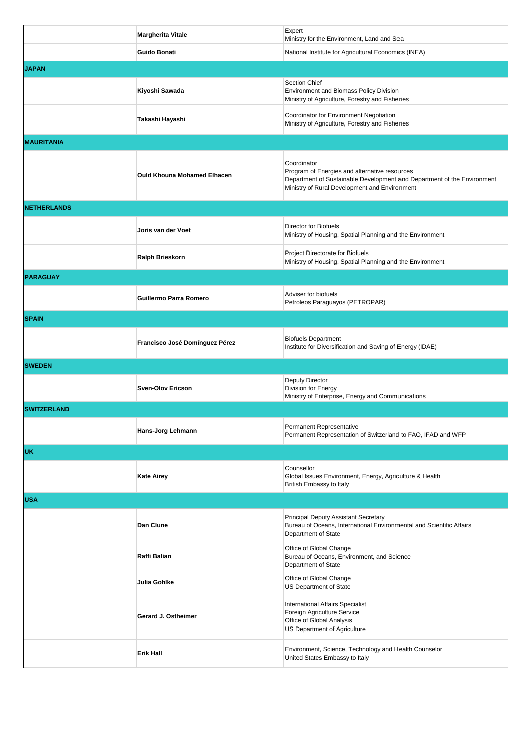| | | |
|---|---|---|
| | **Margherita Vitale** | Expert<br>Ministry for the Environment, Land and Sea |
| | **Guido Bonati** | National Institute for Agricultural Economics (INEA) |
| **JAPAN** | | |
| | **Kiyoshi Sawada** | Section Chief<br>Environment and Biomass Policy Division<br>Ministry of Agriculture, Forestry and Fisheries |
| | **Takashi Hayashi** | Coordinator for Environment Negotiation<br>Ministry of Agriculture, Forestry and Fisheries |
| **MAURITANIA** | | |
| | **Ould Khouna Mohamed Elhacen** | Coordinator<br>Program of Energies and alternative resources<br>Department of Sustainable Development and Department of the Environment<br>Ministry of Rural Development and Environment |
| **NETHERLANDS** | | |
| | **Joris van der Voet** | Director for Biofuels<br>Ministry of Housing, Spatial Planning and the Environment |
| | **Ralph Brieskorn** | Project Directorate for Biofuels<br>Ministry of Housing, Spatial Planning and the Environment |
| **PARAGUAY** | | |
| | **Guillermo Parra Romero** | Adviser for biofuels<br>Petroleos Paraguayos (PETROPAR) |
| **SPAIN** | | |
| | **Francisco José Domínguez Pérez** | Biofuels Department<br>Institute for Diversification and Saving of Energy (IDAE) |
| **SWEDEN** | | |
| | **Sven-Olov Ericson** | Deputy Director<br>Division for Energy<br>Ministry of Enterprise, Energy and Communications |
| **SWITZERLAND** | | |
| | **Hans-Jorg Lehmann** | Permanent Representative<br>Permanent Representation of Switzerland to FAO, IFAD and WFP |
| **UK** | | |
| | **Kate Airey** | Counsellor<br>Global Issues Environment, Energy, Agriculture & Health<br>British Embassy to Italy |
| **USA** | | |
| | **Dan Clune** | Principal Deputy Assistant Secretary<br>Bureau of Oceans, International Environmental and Scientific Affairs<br>Department of State |
| | **Raffi Balian** | Office of Global Change<br>Bureau of Oceans, Environment, and Science<br>Department of State |
| | **Julia Gohlke** | Office of Global Change<br>US Department of State |
| | **Gerard J. Ostheimer** | International Affairs Specialist<br>Foreign Agriculture Service<br>Office of Global Analysis<br>US Department of Agriculture |
| | **Erik Hall** | Environment, Science, Technology and Health Counselor<br>United States Embassy to Italy |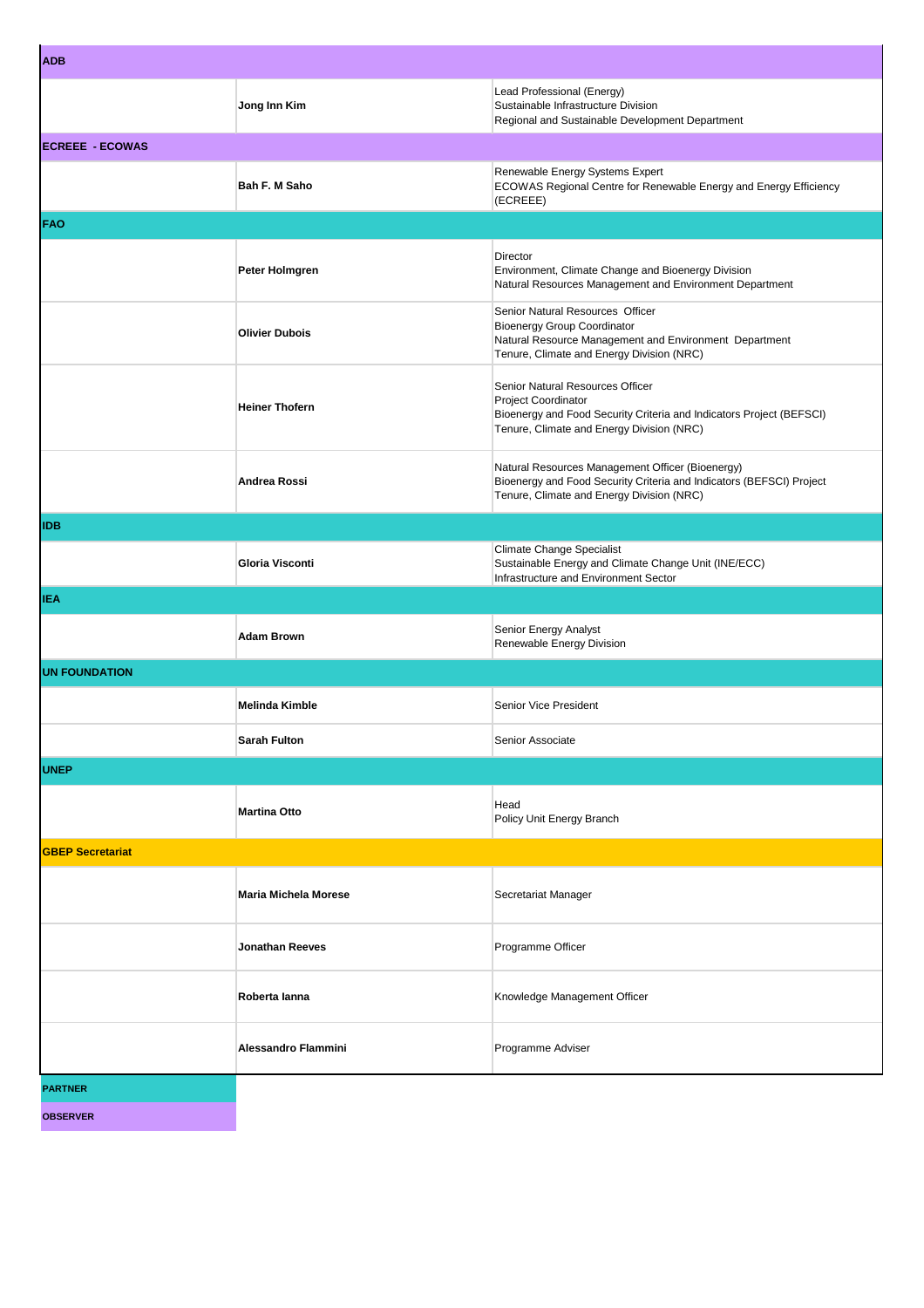| | | |
|---|---|---|
| **ADB** | | |
| | **Jong Inn Kim** | Lead Professional (Energy)<br>Sustainable Infrastructure Division<br>Regional and Sustainable Development Department |
| **ECREEE - ECOWAS** | | |
| | **Bah F. M Saho** | Renewable Energy Systems Expert<br>ECOWAS Regional Centre for Renewable Energy and Energy Efficiency (ECREEE) |
| **FAO** | | |
| | **Peter Holmgren** | Director<br>Environment, Climate Change and Bioenergy Division<br>Natural Resources Management and Environment Department |
| | **Olivier Dubois** | Senior Natural Resources Officer<br>Bioenergy Group Coordinator<br>Natural Resource Management and Environment Department<br>Tenure, Climate and Energy Division (NRC) |
| | **Heiner Thofern** | Senior Natural Resources Officer<br>Project Coordinator<br>Bioenergy and Food Security Criteria and Indicators Project (BEFSCI)<br>Tenure, Climate and Energy Division (NRC) |
| | **Andrea Rossi** | Natural Resources Management Officer (Bioenergy)<br>Bioenergy and Food Security Criteria and Indicators (BEFSCI) Project<br>Tenure, Climate and Energy Division (NRC) |
| **IDB** | | |
| | **Gloria Visconti** | Climate Change Specialist<br>Sustainable Energy and Climate Change Unit (INE/ECC)<br>Infrastructure and Environment Sector |
| **IEA** | | |
| | **Adam Brown** | Senior Energy Analyst<br>Renewable Energy Division |
| **UN FOUNDATION** | | |
| | **Melinda Kimble** | Senior Vice President |
| | **Sarah Fulton** | Senior Associate |
| **UNEP** | | |
| | **Martina Otto** | Head<br>Policy Unit Energy Branch |
| **GBEP Secretariat** | | |
| | **Maria Michela Morese** | Secretariat Manager |
| | **Jonathan Reeves** | Programme Officer |
| | **Roberta Ianna** | Knowledge Management Officer |
| | **Alessandro Flammini** | Programme Adviser |

**PARTNER**

**OBSERVER**